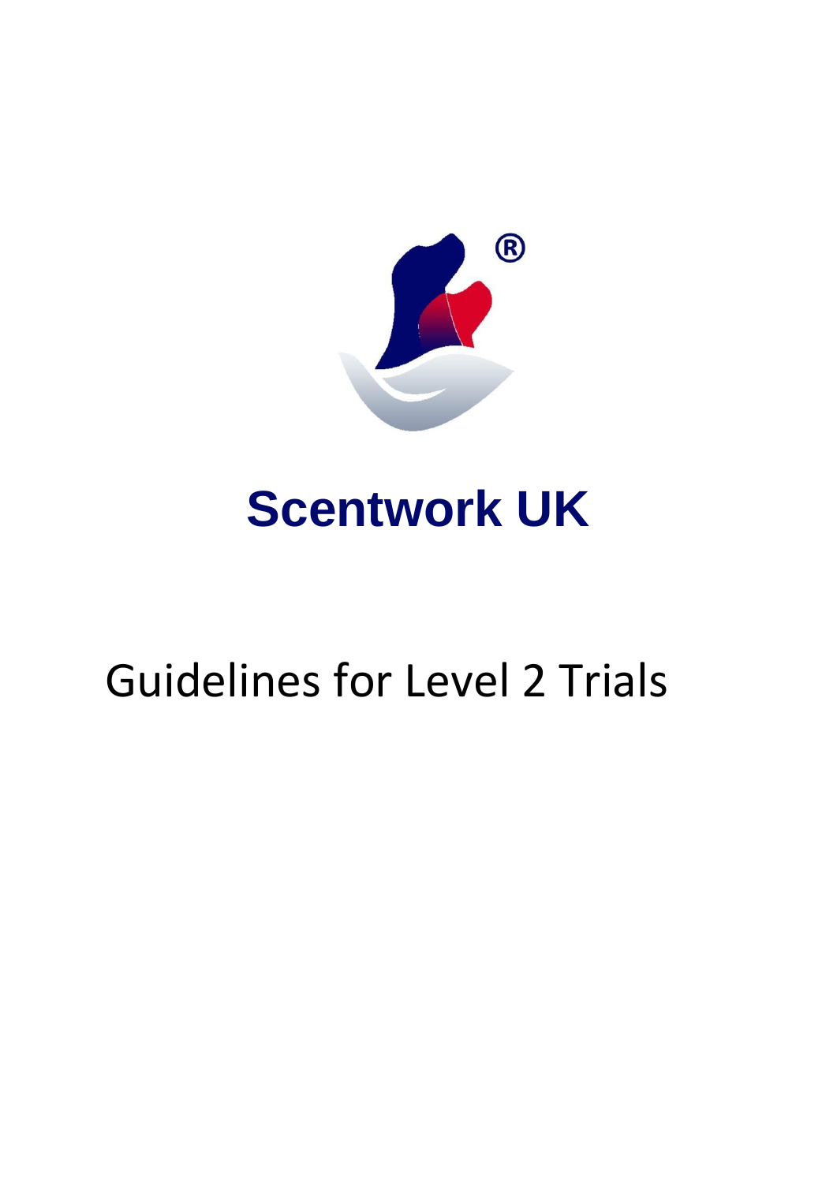# Scentwork UK

## Guidelines for Level 2 Trials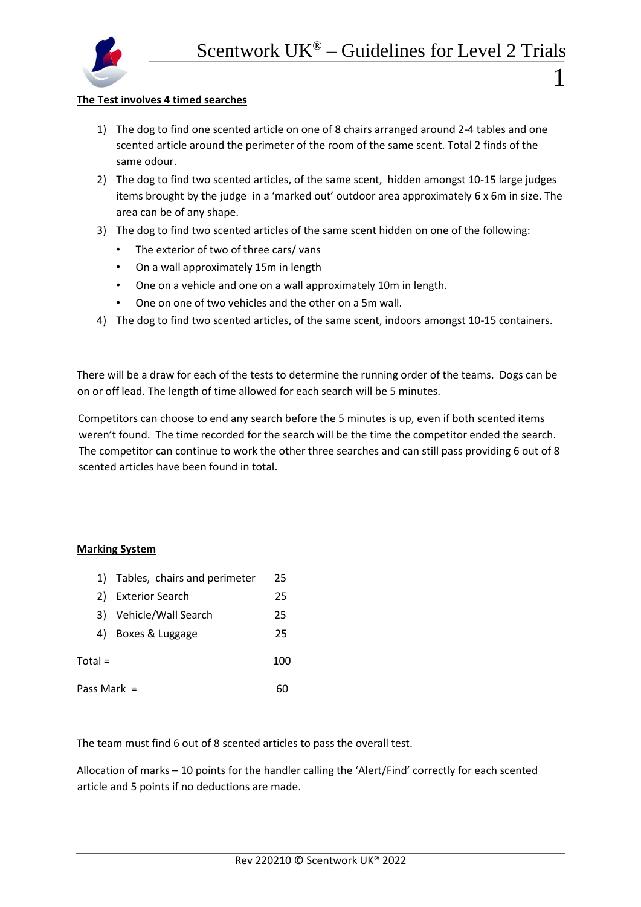**The Test involves 4 timed searches**

1) The dog to find one scented article on one of 8 chairs arranged around 2-4 tables and one scented article around the perimeter of the room of the same scent. Total 2 finds of the same odour.
2) The dog to find two scented articles, of the same scent, hidden amongst 10-15 large judges items brought by the judge in a 'marked out' outdoor area approximately 6 x 6m in size. The area can be of any shape.
3) The dog to find two scented articles of the same scent hidden on one of the following:
   - The exterior of two of three cars/ vans
   - On a wall approximately 15m in length
   - One on a vehicle and one on a wall approximately 10m in length.
   - One on one of two vehicles and the other on a 5m wall.
4) The dog to find two scented articles, of the same scent, indoors amongst 10-15 containers.

There will be a draw for each of the tests to determine the running order of the teams. Dogs can be on or off lead. The length of time allowed for each search will be 5 minutes.

Competitors can choose to end any search before the 5 minutes is up, even if both scented items weren't found. The time recorded for the search will be the time the competitor ended the search. The competitor can continue to work the other three searches and can still pass providing 6 out of 8 scented articles have been found in total.

**Marking System**

| | |
|---|---|
| 1) Tables, chairs and perimeter | 25 |
| 2) Exterior Search | 25 |
| 3) Vehicle/Wall Search | 25 |
| 4) Boxes & Luggage | 25 |
| Total = | 100 |
| Pass Mark = | 60 |

The team must find 6 out of 8 scented articles to pass the overall test.

Allocation of marks – 10 points for the handler calling the 'Alert/Find' correctly for each scented article and 5 points if no deductions are made.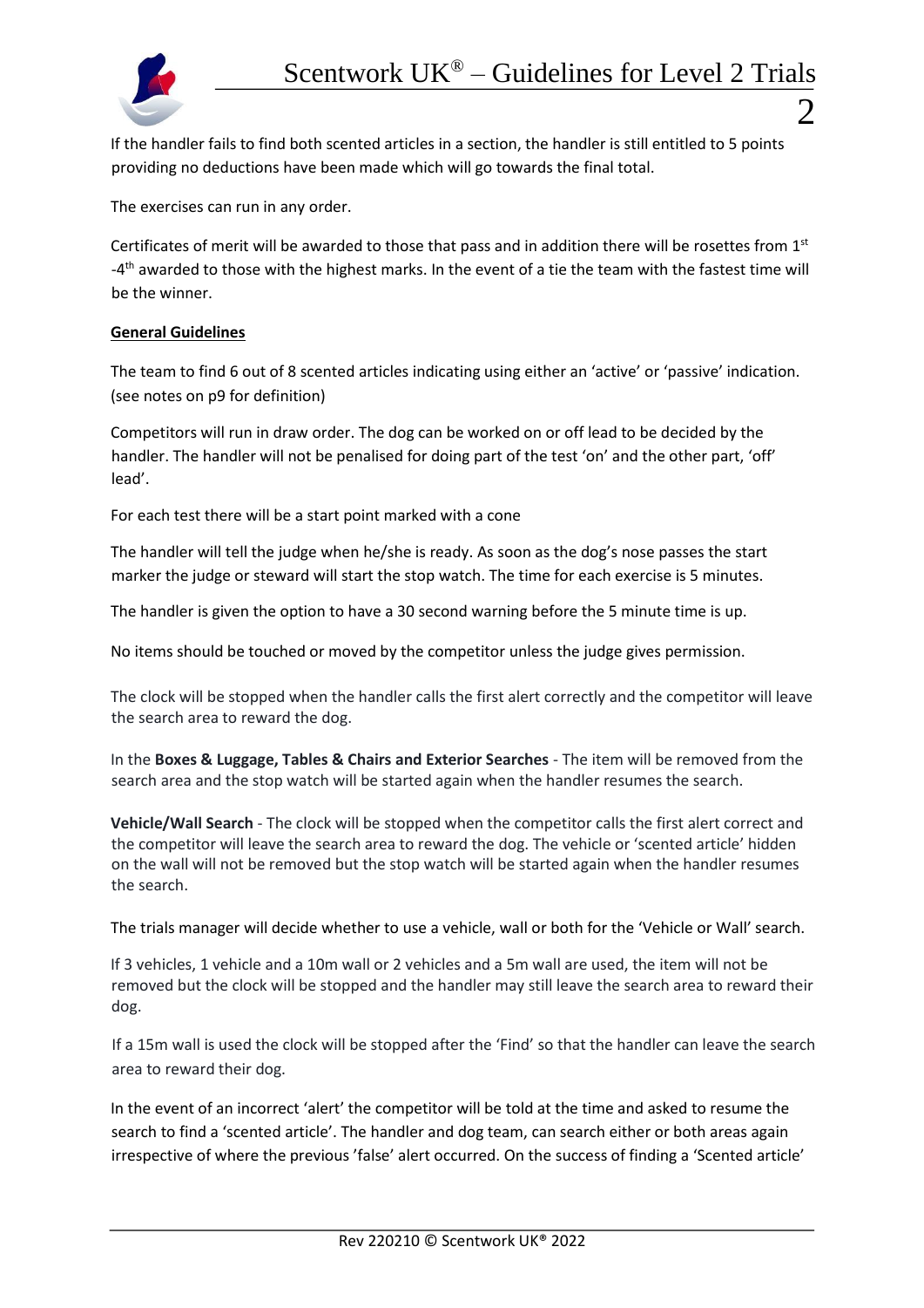If the handler fails to find both scented articles in a section, the handler is still entitled to 5 points providing no deductions have been made which will go towards the final total.

The exercises can run in any order.

Certificates of merit will be awarded to those that pass and in addition there will be rosettes from 1st -4th awarded to those with the highest marks. In the event of a tie the team with the fastest time will be the winner.

**General Guidelines**

The team to find 6 out of 8 scented articles indicating using either an 'active' or 'passive' indication. (see notes on p9 for definition)

Competitors will run in draw order. The dog can be worked on or off lead to be decided by the handler. The handler will not be penalised for doing part of the test 'on' and the other part, 'off' lead'.

For each test there will be a start point marked with a cone

The handler will tell the judge when he/she is ready. As soon as the dog's nose passes the start marker the judge or steward will start the stop watch. The time for each exercise is 5 minutes.

The handler is given the option to have a 30 second warning before the 5 minute time is up.

No items should be touched or moved by the competitor unless the judge gives permission.

The clock will be stopped when the handler calls the first alert correctly and the competitor will leave the search area to reward the dog.

In the **Boxes & Luggage, Tables & Chairs and Exterior Searches** - The item will be removed from the search area and the stop watch will be started again when the handler resumes the search.

**Vehicle/Wall Search** - The clock will be stopped when the competitor calls the first alert correct and the competitor will leave the search area to reward the dog. The vehicle or 'scented article' hidden on the wall will not be removed but the stop watch will be started again when the handler resumes the search.

The trials manager will decide whether to use a vehicle, wall or both for the 'Vehicle or Wall' search.

If 3 vehicles, 1 vehicle and a 10m wall or 2 vehicles and a 5m wall are used, the item will not be removed but the clock will be stopped and the handler may still leave the search area to reward their dog.

If a 15m wall is used the clock will be stopped after the 'Find' so that the handler can leave the search area to reward their dog.

In the event of an incorrect 'alert' the competitor will be told at the time and asked to resume the search to find a 'scented article'. The handler and dog team, can search either or both areas again irrespective of where the previous 'false' alert occurred. On the success of finding a 'Scented article'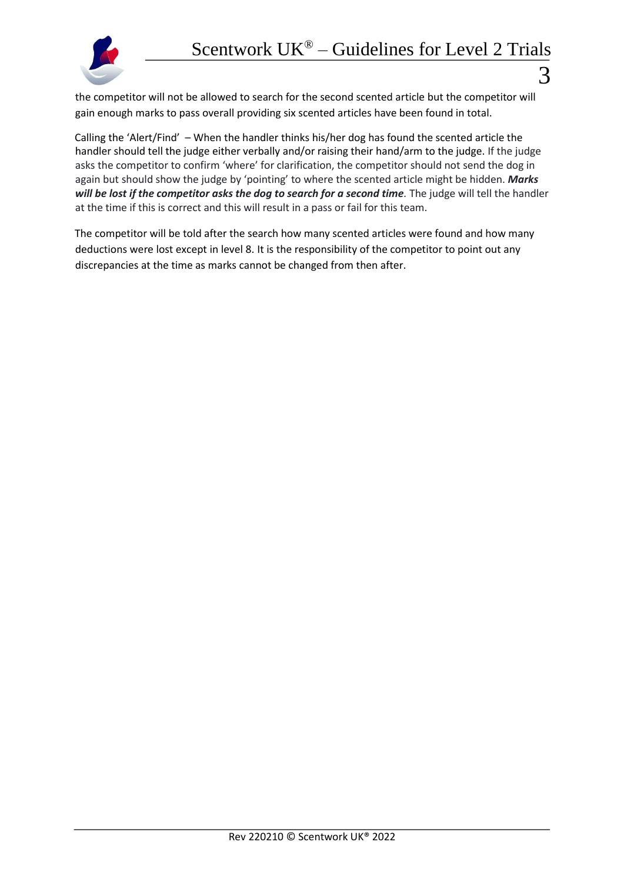the competitor will not be allowed to search for the second scented article but the competitor will gain enough marks to pass overall providing six scented articles have been found in total.

Calling the 'Alert/Find' – When the handler thinks his/her dog has found the scented article the handler should tell the judge either verbally and/or raising their hand/arm to the judge. If the judge asks the competitor to confirm 'where' for clarification, the competitor should not send the dog in again but should show the judge by 'pointing' to where the scented article might be hidden. ***Marks will be lost if the competitor asks the dog to search for a second time***. The judge will tell the handler at the time if this is correct and this will result in a pass or fail for this team.

The competitor will be told after the search how many scented articles were found and how many deductions were lost except in level 8. It is the responsibility of the competitor to point out any discrepancies at the time as marks cannot be changed from then after.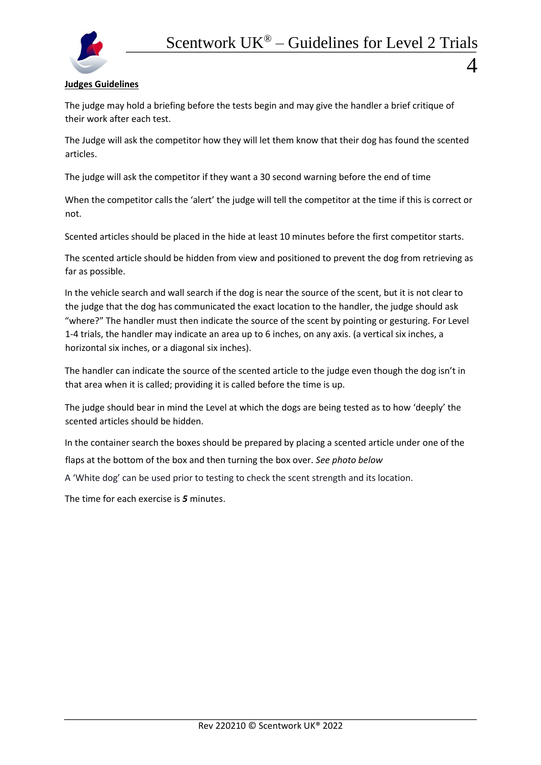**Judges Guidelines**

The judge may hold a briefing before the tests begin and may give the handler a brief critique of their work after each test.

The Judge will ask the competitor how they will let them know that their dog has found the scented articles.

The judge will ask the competitor if they want a 30 second warning before the end of time

When the competitor calls the 'alert' the judge will tell the competitor at the time if this is correct or not.

Scented articles should be placed in the hide at least 10 minutes before the first competitor starts.

The scented article should be hidden from view and positioned to prevent the dog from retrieving as far as possible.

In the vehicle search and wall search if the dog is near the source of the scent, but it is not clear to the judge that the dog has communicated the exact location to the handler, the judge should ask "where?" The handler must then indicate the source of the scent by pointing or gesturing. For Level 1-4 trials, the handler may indicate an area up to 6 inches, on any axis. (a vertical six inches, a horizontal six inches, or a diagonal six inches).

The handler can indicate the source of the scented article to the judge even though the dog isn't in that area when it is called; providing it is called before the time is up.

The judge should bear in mind the Level at which the dogs are being tested as to how 'deeply' the scented articles should be hidden.

In the container search the boxes should be prepared by placing a scented article under one of the flaps at the bottom of the box and then turning the box over. *See photo below*

A 'White dog' can be used prior to testing to check the scent strength and its location.

The time for each exercise is ***5*** minutes.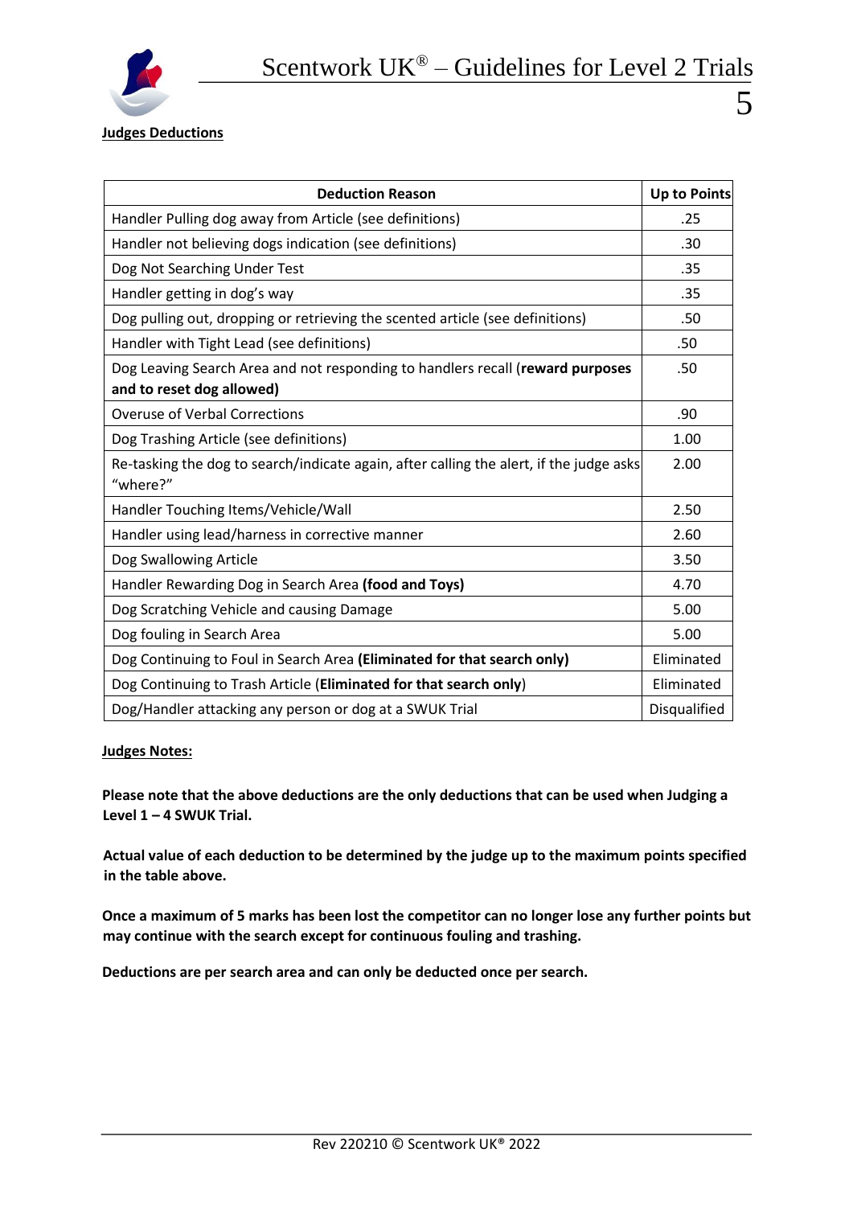**Judges Deductions**

| Deduction Reason | Up to Points |
| --- | --- |
| Handler Pulling dog away from Article (see definitions) | .25 |
| Handler not believing dogs indication (see definitions) | .30 |
| Dog Not Searching Under Test | .35 |
| Handler getting in dog's way | .35 |
| Dog pulling out, dropping or retrieving the scented article (see definitions) | .50 |
| Handler with Tight Lead (see definitions) | .50 |
| Dog Leaving Search Area and not responding to handlers recall (**reward purposes and to reset dog allowed)** | .50 |
| Overuse of Verbal Corrections | .90 |
| Dog Trashing Article (see definitions) | 1.00 |
| Re-tasking the dog to search/indicate again, after calling the alert, if the judge asks "where?" | 2.00 |
| Handler Touching Items/Vehicle/Wall | 2.50 |
| Handler using lead/harness in corrective manner | 2.60 |
| Dog Swallowing Article | 3.50 |
| Handler Rewarding Dog in Search Area **(food and Toys)** | 4.70 |
| Dog Scratching Vehicle and causing Damage | 5.00 |
| Dog fouling in Search Area | 5.00 |
| Dog Continuing to Foul in Search Area **(Eliminated for that search only)** | Eliminated |
| Dog Continuing to Trash Article (**Eliminated for that search only**) | Eliminated |
| Dog/Handler attacking any person or dog at a SWUK Trial | Disqualified |

**Judges Notes:**

**Please note that the above deductions are the only deductions that can be used when Judging a Level 1 – 4 SWUK Trial.**

**Actual value of each deduction to be determined by the judge up to the maximum points specified in the table above.**

**Once a maximum of 5 marks has been lost the competitor can no longer lose any further points but may continue with the search except for continuous fouling and trashing.**

**Deductions are per search area and can only be deducted once per search.**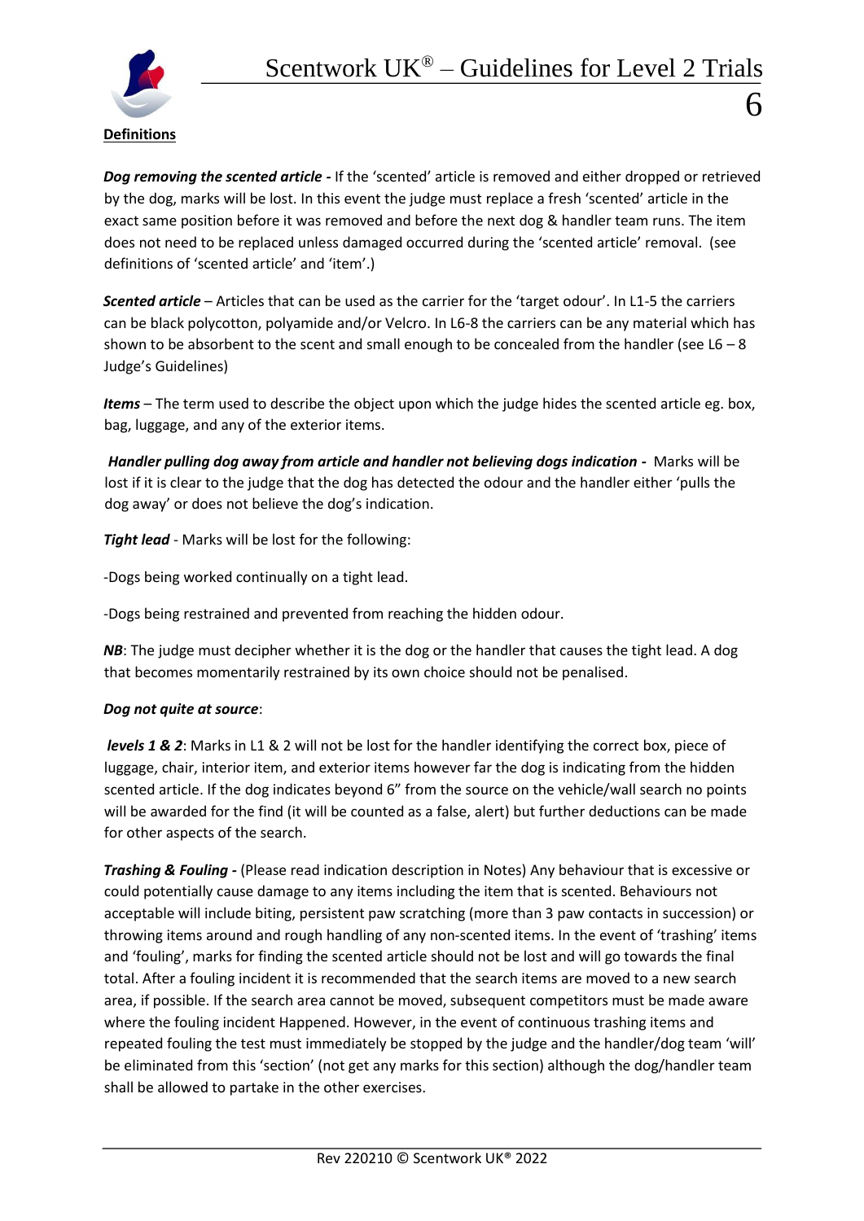## Definitions

***Dog removing the scented article -*** If the 'scented' article is removed and either dropped or retrieved by the dog, marks will be lost. In this event the judge must replace a fresh 'scented' article in the exact same position before it was removed and before the next dog & handler team runs. The item does not need to be replaced unless damaged occurred during the 'scented article' removal. (see definitions of 'scented article' and 'item'.)

***Scented article*** – Articles that can be used as the carrier for the 'target odour'. In L1-5 the carriers can be black polycotton, polyamide and/or Velcro. In L6-8 the carriers can be any material which has shown to be absorbent to the scent and small enough to be concealed from the handler (see L6 – 8 Judge's Guidelines)

***Items*** – The term used to describe the object upon which the judge hides the scented article eg. box, bag, luggage, and any of the exterior items.

***Handler pulling dog away from article and handler not believing dogs indication -*** Marks will be lost if it is clear to the judge that the dog has detected the odour and the handler either 'pulls the dog away' or does not believe the dog's indication.

***Tight lead*** - Marks will be lost for the following:

-Dogs being worked continually on a tight lead.

-Dogs being restrained and prevented from reaching the hidden odour.

***NB***: The judge must decipher whether it is the dog or the handler that causes the tight lead. A dog that becomes momentarily restrained by its own choice should not be penalised.

***Dog not quite at source***:

***levels 1 & 2***: Marks in L1 & 2 will not be lost for the handler identifying the correct box, piece of luggage, chair, interior item, and exterior items however far the dog is indicating from the hidden scented article. If the dog indicates beyond 6" from the source on the vehicle/wall search no points will be awarded for the find (it will be counted as a false, alert) but further deductions can be made for other aspects of the search.

***Trashing & Fouling -*** (Please read indication description in Notes) Any behaviour that is excessive or could potentially cause damage to any items including the item that is scented. Behaviours not acceptable will include biting, persistent paw scratching (more than 3 paw contacts in succession) or throwing items around and rough handling of any non-scented items. In the event of 'trashing' items and 'fouling', marks for finding the scented article should not be lost and will go towards the final total. After a fouling incident it is recommended that the search items are moved to a new search area, if possible. If the search area cannot be moved, subsequent competitors must be made aware where the fouling incident Happened. However, in the event of continuous trashing items and repeated fouling the test must immediately be stopped by the judge and the handler/dog team 'will' be eliminated from this 'section' (not get any marks for this section) although the dog/handler team shall be allowed to partake in the other exercises.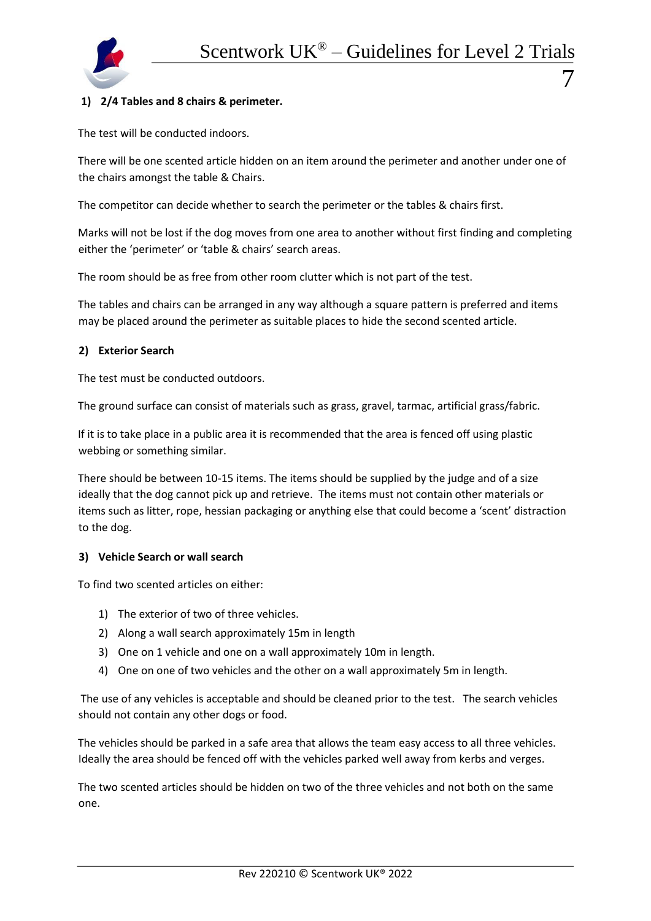### 1) 2/4 Tables and 8 chairs & perimeter.

The test will be conducted indoors.

There will be one scented article hidden on an item around the perimeter and another under one of the chairs amongst the table & Chairs.

The competitor can decide whether to search the perimeter or the tables & chairs first.

Marks will not be lost if the dog moves from one area to another without first finding and completing either the 'perimeter' or 'table & chairs' search areas.

The room should be as free from other room clutter which is not part of the test.

The tables and chairs can be arranged in any way although a square pattern is preferred and items may be placed around the perimeter as suitable places to hide the second scented article.

### 2) Exterior Search

The test must be conducted outdoors.

The ground surface can consist of materials such as grass, gravel, tarmac, artificial grass/fabric.

If it is to take place in a public area it is recommended that the area is fenced off using plastic webbing or something similar.

There should be between 10-15 items. The items should be supplied by the judge and of a size ideally that the dog cannot pick up and retrieve. The items must not contain other materials or items such as litter, rope, hessian packaging or anything else that could become a 'scent' distraction to the dog.

### 3) Vehicle Search or wall search

To find two scented articles on either:

1) The exterior of two of three vehicles.
2) Along a wall search approximately 15m in length
3) One on 1 vehicle and one on a wall approximately 10m in length.
4) One on one of two vehicles and the other on a wall approximately 5m in length.

The use of any vehicles is acceptable and should be cleaned prior to the test. The search vehicles should not contain any other dogs or food.

The vehicles should be parked in a safe area that allows the team easy access to all three vehicles. Ideally the area should be fenced off with the vehicles parked well away from kerbs and verges.

The two scented articles should be hidden on two of the three vehicles and not both on the same one.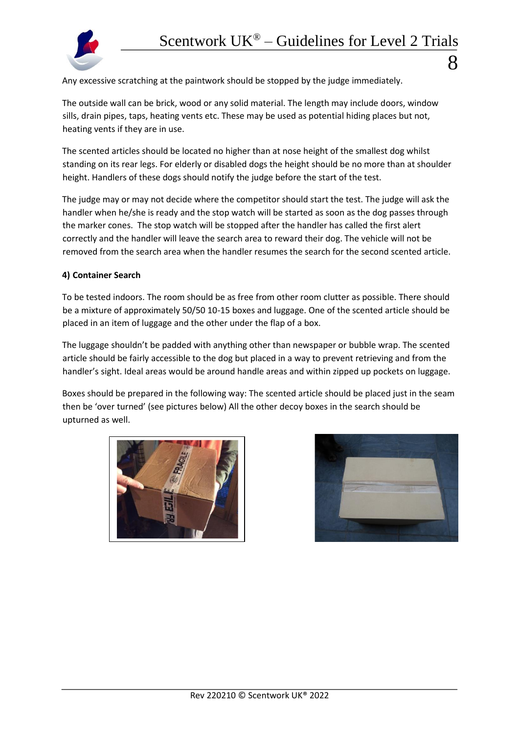Any excessive scratching at the paintwork should be stopped by the judge immediately.

The outside wall can be brick, wood or any solid material. The length may include doors, window sills, drain pipes, taps, heating vents etc. These may be used as potential hiding places but not, heating vents if they are in use.

The scented articles should be located no higher than at nose height of the smallest dog whilst standing on its rear legs. For elderly or disabled dogs the height should be no more than at shoulder height. Handlers of these dogs should notify the judge before the start of the test.

The judge may or may not decide where the competitor should start the test. The judge will ask the handler when he/she is ready and the stop watch will be started as soon as the dog passes through the marker cones. The stop watch will be stopped after the handler has called the first alert correctly and the handler will leave the search area to reward their dog. The vehicle will not be removed from the search area when the handler resumes the search for the second scented article.

**4) Container Search**

To be tested indoors. The room should be as free from other room clutter as possible. There should be a mixture of approximately 50/50 10-15 boxes and luggage. One of the scented article should be placed in an item of luggage and the other under the flap of a box.

The luggage shouldn't be padded with anything other than newspaper or bubble wrap. The scented article should be fairly accessible to the dog but placed in a way to prevent retrieving and from the handler's sight. Ideal areas would be around handle areas and within zipped up pockets on luggage.

Boxes should be prepared in the following way: The scented article should be placed just in the seam then be 'over turned' (see pictures below) All the other decoy boxes in the search should be upturned as well.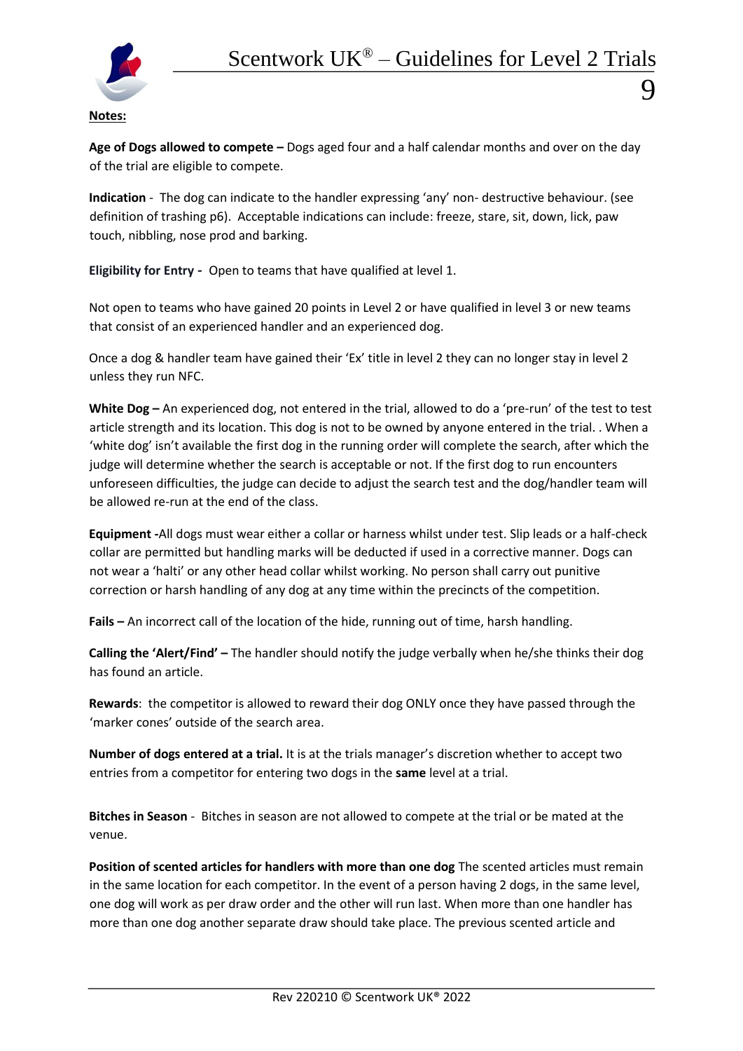**Notes:**

**Age of Dogs allowed to compete –** Dogs aged four and a half calendar months and over on the day of the trial are eligible to compete.

**Indication** - The dog can indicate to the handler expressing 'any' non- destructive behaviour. (see definition of trashing p6). Acceptable indications can include: freeze, stare, sit, down, lick, paw touch, nibbling, nose prod and barking.

**Eligibility for Entry -** Open to teams that have qualified at level 1.

Not open to teams who have gained 20 points in Level 2 or have qualified in level 3 or new teams that consist of an experienced handler and an experienced dog.

Once a dog & handler team have gained their 'Ex' title in level 2 they can no longer stay in level 2 unless they run NFC.

**White Dog –** An experienced dog, not entered in the trial, allowed to do a 'pre-run' of the test to test article strength and its location. This dog is not to be owned by anyone entered in the trial. . When a 'white dog' isn't available the first dog in the running order will complete the search, after which the judge will determine whether the search is acceptable or not. If the first dog to run encounters unforeseen difficulties, the judge can decide to adjust the search test and the dog/handler team will be allowed re-run at the end of the class.

**Equipment -**All dogs must wear either a collar or harness whilst under test. Slip leads or a half-check collar are permitted but handling marks will be deducted if used in a corrective manner. Dogs can not wear a 'halti' or any other head collar whilst working. No person shall carry out punitive correction or harsh handling of any dog at any time within the precincts of the competition.

**Fails –** An incorrect call of the location of the hide, running out of time, harsh handling.

**Calling the 'Alert/Find' –** The handler should notify the judge verbally when he/she thinks their dog has found an article.

**Rewards**: the competitor is allowed to reward their dog ONLY once they have passed through the 'marker cones' outside of the search area.

**Number of dogs entered at a trial.** It is at the trials manager's discretion whether to accept two entries from a competitor for entering two dogs in the **same** level at a trial.

**Bitches in Season** - Bitches in season are not allowed to compete at the trial or be mated at the venue.

**Position of scented articles for handlers with more than one dog** The scented articles must remain in the same location for each competitor. In the event of a person having 2 dogs, in the same level, one dog will work as per draw order and the other will run last. When more than one handler has more than one dog another separate draw should take place. The previous scented article and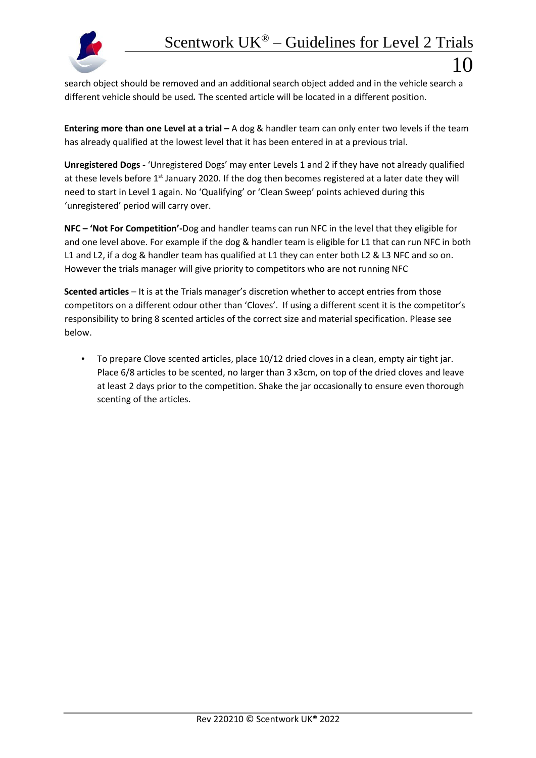search object should be removed and an additional search object added and in the vehicle search a different vehicle should be used**.** The scented article will be located in a different position.

**Entering more than one Level at a trial –** A dog & handler team can only enter two levels if the team has already qualified at the lowest level that it has been entered in at a previous trial.

**Unregistered Dogs -** 'Unregistered Dogs' may enter Levels 1 and 2 if they have not already qualified at these levels before 1st January 2020. If the dog then becomes registered at a later date they will need to start in Level 1 again. No 'Qualifying' or 'Clean Sweep' points achieved during this 'unregistered' period will carry over.

**NFC – 'Not For Competition'-**Dog and handler teams can run NFC in the level that they eligible for and one level above. For example if the dog & handler team is eligible for L1 that can run NFC in both L1 and L2, if a dog & handler team has qualified at L1 they can enter both L2 & L3 NFC and so on. However the trials manager will give priority to competitors who are not running NFC

**Scented articles** – It is at the Trials manager's discretion whether to accept entries from those competitors on a different odour other than 'Cloves'. If using a different scent it is the competitor's responsibility to bring 8 scented articles of the correct size and material specification. Please see below.

- To prepare Clove scented articles, place 10/12 dried cloves in a clean, empty air tight jar. Place 6/8 articles to be scented, no larger than 3 x3cm, on top of the dried cloves and leave at least 2 days prior to the competition. Shake the jar occasionally to ensure even thorough scenting of the articles.